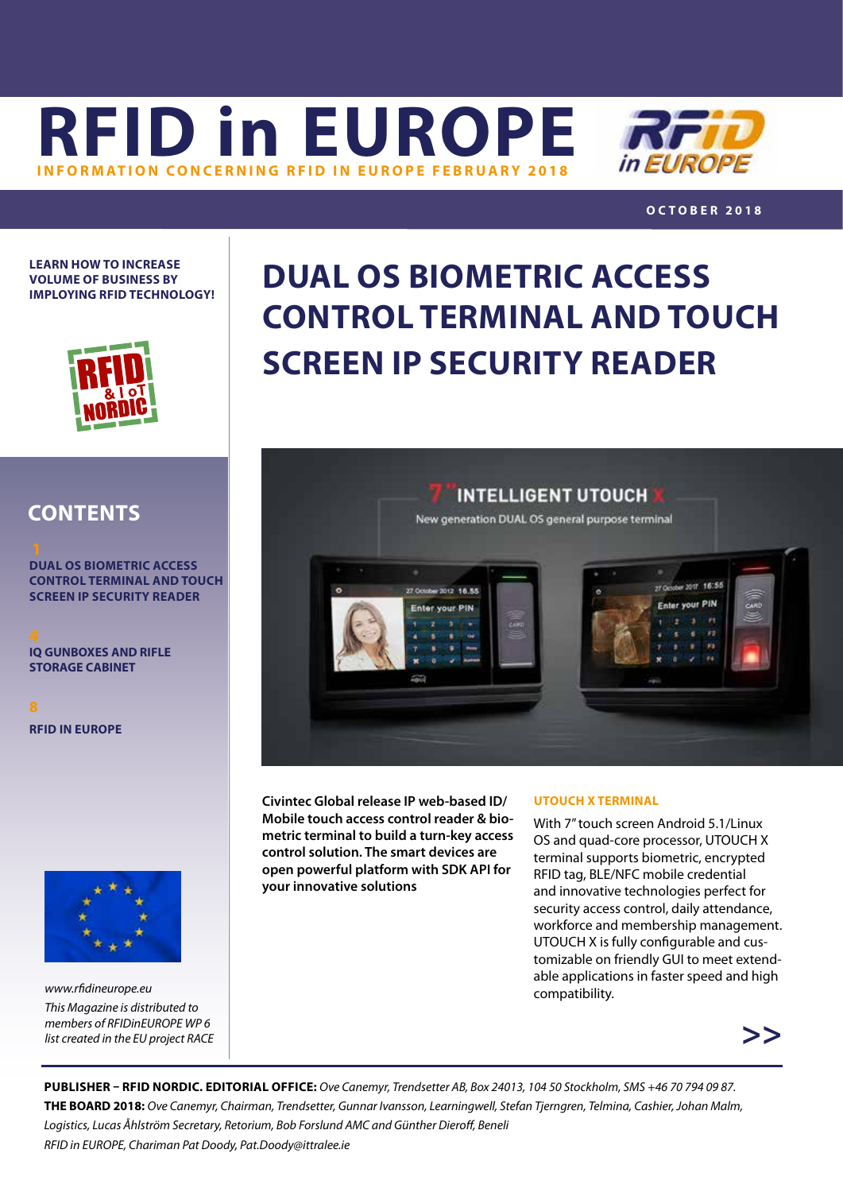# RFID in EUROPE

INFORMATION CONCERNING RFID IN EUROPE FEBRUARY 2018

OCTOBER 2018

**LEARN HOW TO INCREASE VOLUME OF BUSINESS BY IMPLOYING RFID TECHNOLOGY!**

## CONTENTS

1
**DUAL OS BIOMETRIC ACCESS CONTROL TERMINAL AND TOUCH SCREEN IP SECURITY READER**

4
**IQ GUNBOXES AND RIFLE STORAGE CABINET**

8
**RFID IN EUROPE**

*www.rfidineurope.eu*

*This Magazine is distributed to members of RFIDinEUROPE WP 6 list created in the EU project RACE*

# DUAL OS BIOMETRIC ACCESS CONTROL TERMINAL AND TOUCH SCREEN IP SECURITY READER

**Civintec Global release IP web-based ID/ Mobile touch access control reader & bio-metric terminal to build a turn-key access control solution. The smart devices are open powerful platform with SDK API for your innovative solutions**

### UTOUCH X TERMINAL

With 7" touch screen Android 5.1/Linux OS and quad-core processor, UTOUCH X terminal supports biometric, encrypted RFID tag, BLE/NFC mobile credential and innovative technologies perfect for security access control, daily attendance, workforce and membership management. UTOUCH X is fully configurable and cus-tomizable on friendly GUI to meet extend-able applications in faster speed and high compatibility.

>>

**PUBLISHER – RFID NORDIC. EDITORIAL OFFICE:** *Ove Canemyr, Trendsetter AB, Box 24013, 104 50 Stockholm, SMS +46 70 794 09 87.*
**THE BOARD 2018:** *Ove Canemyr, Chairman, Trendsetter, Gunnar Ivansson, Learningwell, Stefan Tjerngren, Telmina, Cashier, Johan Malm, Logistics, Lucas Åhlström Secretary, Retorium, Bob Forslund AMC and Günther Dieroff, Beneli*
*RFID in EUROPE, Chariman Pat Doody, Pat.Doody@ittralee.ie*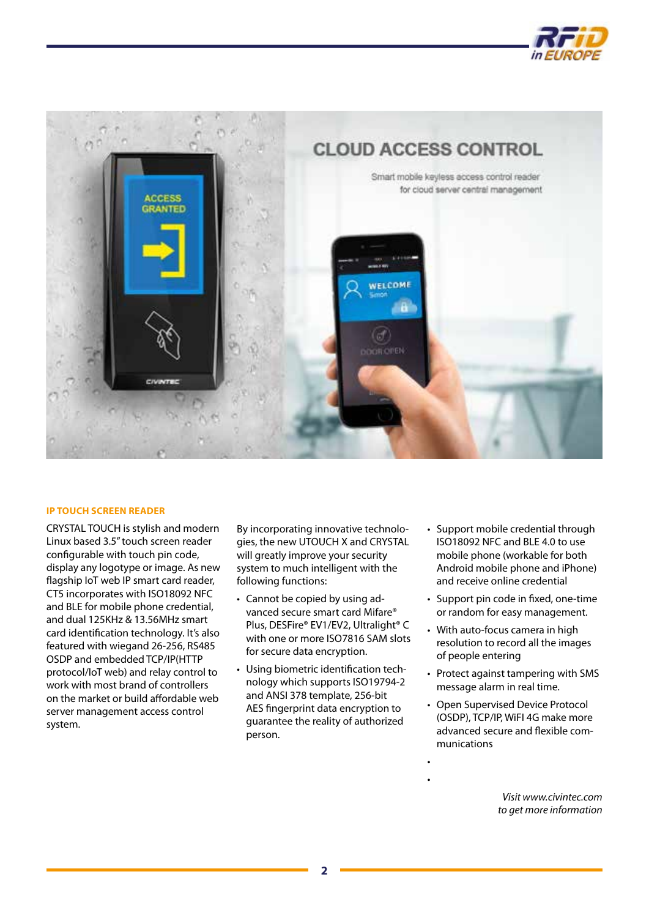**IP TOUCH SCREEN READER**

CRYSTAL TOUCH is stylish and modern Linux based 3.5" touch screen reader configurable with touch pin code, display any logotype or image. As new flagship IoT web IP smart card reader, CT5 incorporates with ISO18092 NFC and BLE for mobile phone credential, and dual 125KHz & 13.56MHz smart card identification technology. It's also featured with wiegand 26-256, RS485 OSDP and embedded TCP/IP(HTTP protocol/IoT web) and relay control to work with most brand of controllers on the market or build affordable web server management access control system.

By incorporating innovative technologies, the new UTOUCH X and CRYSTAL will greatly improve your security system to much intelligent with the following functions:

- Cannot be copied by using advanced secure smart card Mifare® Plus, DESFire® EV1/EV2, Ultralight® C with one or more ISO7816 SAM slots for secure data encryption.
- Using biometric identification technology which supports ISO19794-2 and ANSI 378 template, 256-bit AES fingerprint data encryption to guarantee the reality of authorized person.
- Support mobile credential through ISO18092 NFC and BLE 4.0 to use mobile phone (workable for both Android mobile phone and iPhone) and receive online credential
- Support pin code in fixed, one-time or random for easy management.
- With auto-focus camera in high resolution to record all the images of people entering
- Protect against tampering with SMS message alarm in real time.
- Open Supervised Device Protocol (OSDP), TCP/IP, WiFI 4G make more advanced secure and flexible communications

*Visit www.civintec.com to get more information*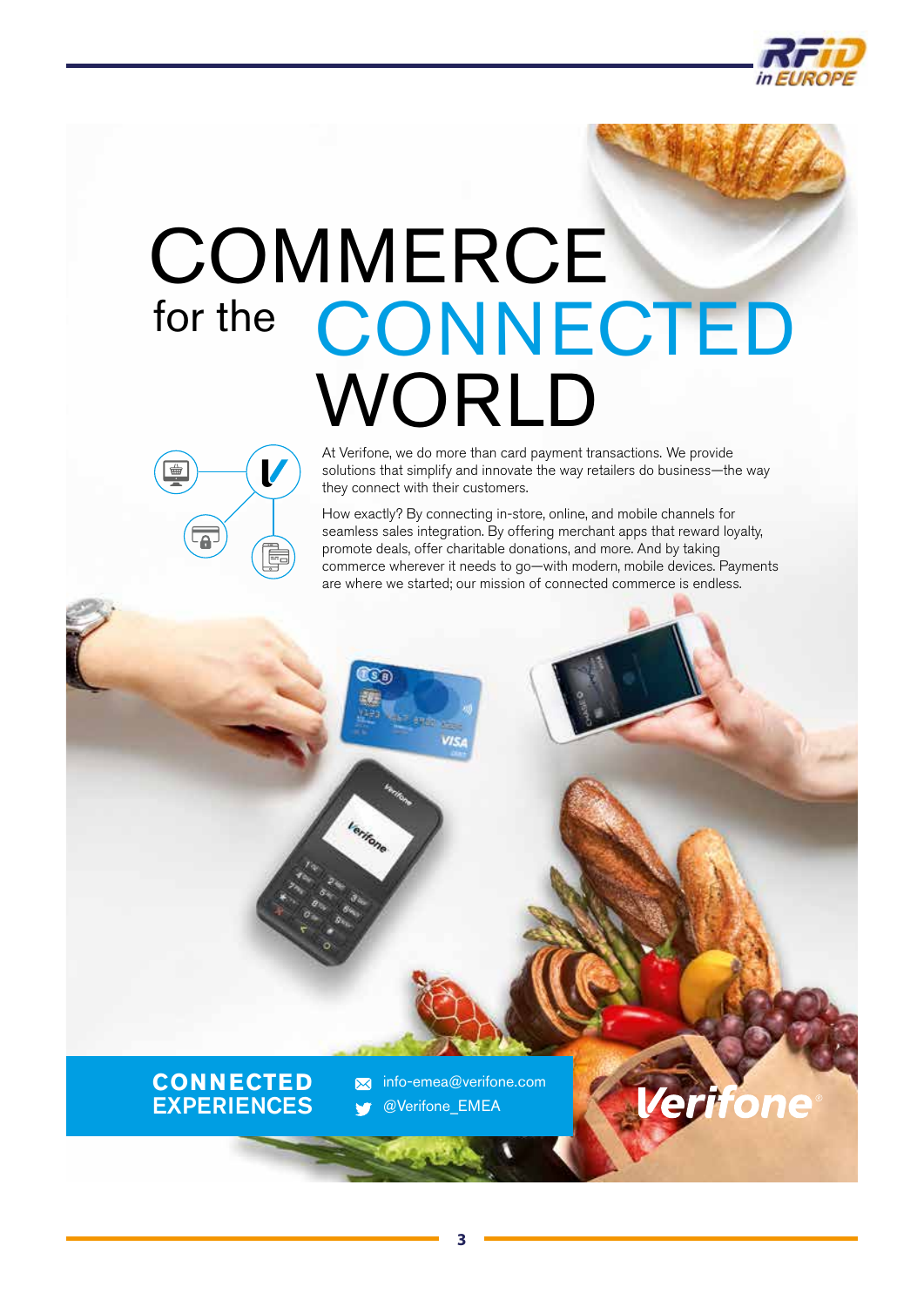# COMMERCE for the CONNECTED WORLD

At Verifone, we do more than card payment transactions. We provide solutions that simplify and innovate the way retailers do business—the way they connect with their customers.

How exactly? By connecting in-store, online, and mobile channels for seamless sales integration. By offering merchant apps that reward loyalty, promote deals, offer charitable donations, and more. And by taking commerce wherever it needs to go—with modern, mobile devices. Payments are where we started; our mission of connected commerce is endless.

**CONNECTED EXPERIENCES**

info-emea@verifone.com

@Verifone_EMEA

Verifone®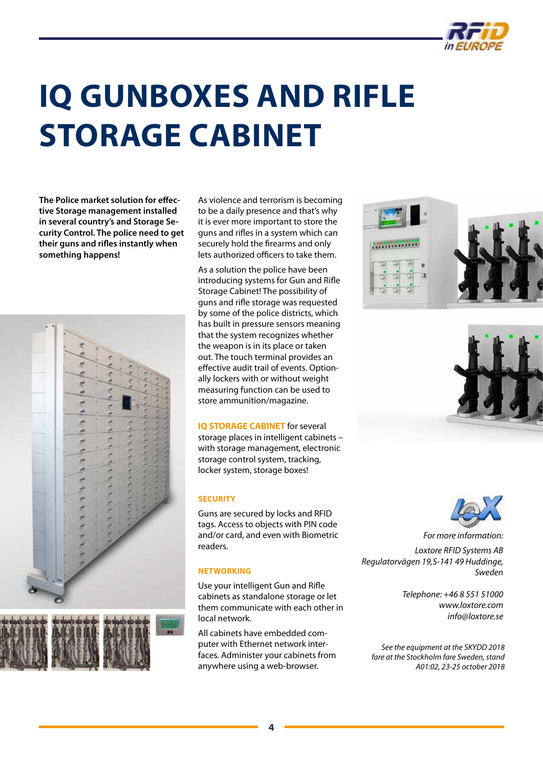# IQ GUNBOXES AND RIFLE STORAGE CABINET

**The Police market solution for effective Storage management installed in several country's and Storage Security Control. The police need to get their guns and rifles instantly when something happens!**

As violence and terrorism is becoming to be a daily presence and that's why it is ever more important to store the guns and rifles in a system which can securely hold the firearms and only lets authorized officers to take them.

As a solution the police have been introducing systems for Gun and Rifle Storage Cabinet! The possibility of guns and rifle storage was requested by some of the police districts, which has built in pressure sensors meaning that the system recognizes whether the weapon is in its place or taken out. The touch terminal provides an effective audit trail of events. Optionally lockers with or without weight measuring function can be used to store ammunition/magazine.

**IQ STORAGE CABINET** for several storage places in intelligent cabinets – with storage management, electronic storage control system, tracking, locker system, storage boxes!

### SECURITY

Guns are secured by locks and RFID tags. Access to objects with PIN code and/or card, and even with Biometric readers.

### NETWORKING

Use your intelligent Gun and Rifle cabinets as standalone storage or let them communicate with each other in local network.

All cabinets have embedded computer with Ethernet network interfaces. Administer your cabinets from anywhere using a web-browser.

*For more information:*

*Loxtore RFID Systems AB*
*Regulatorvägen 19,S-141 49 Huddinge, Sweden*

*Telephone: +46 8 551 51000*
*www.loxtore.com*
*info@loxtore.se*

*See the equipment at the SKYDD 2018 fare at the Stockholm fare Sweden, stand A01:02, 23-25 october 2018*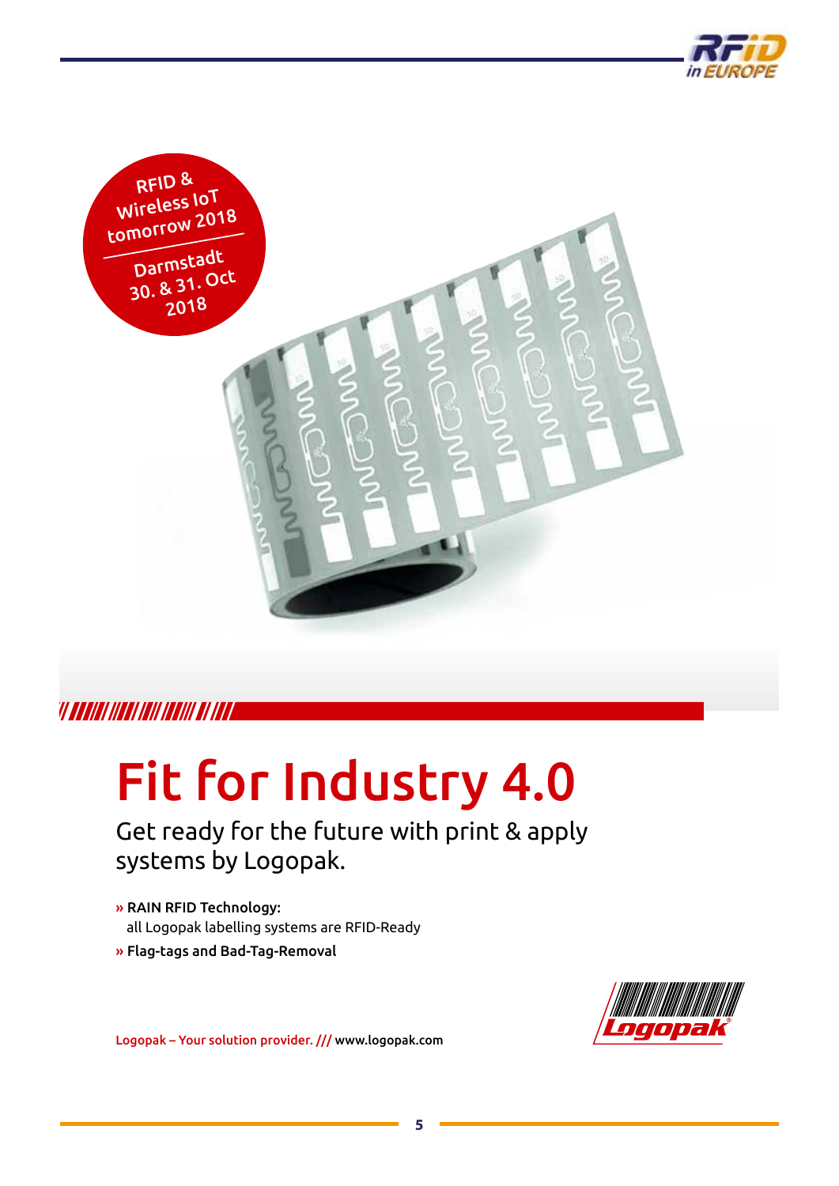RFID & Wireless IoT tomorrow 2018

Darmstadt 30. & 31. Oct 2018

# Fit for Industry 4.0

Get ready for the future with print & apply systems by Logopak.

» **RAIN RFID Technology:**
  all Logopak labelling systems are RFID-Ready
» **Flag-tags and Bad-Tag-Removal**

Logopak – Your solution provider. /// www.logopak.com

Logopak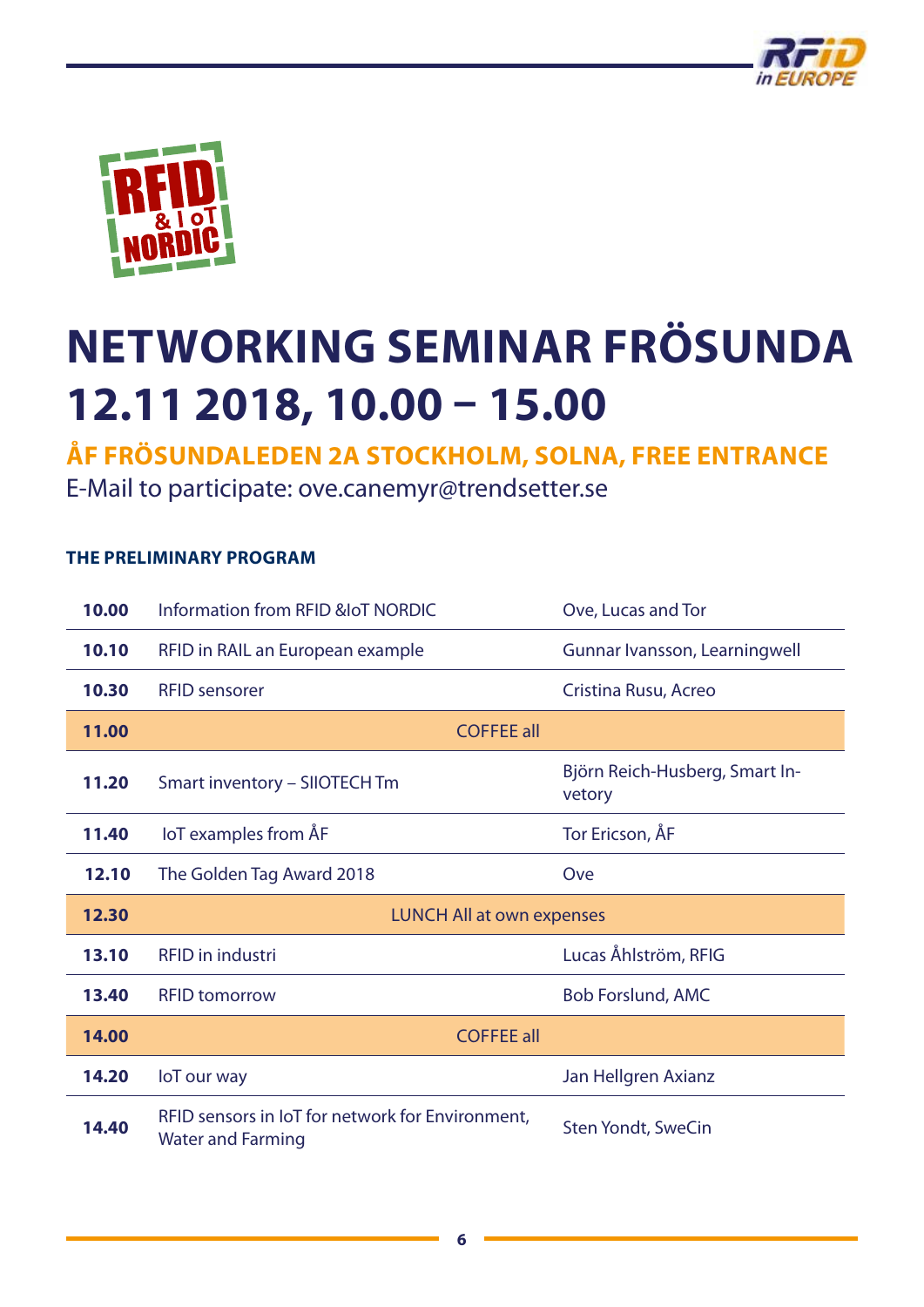# NETWORKING SEMINAR FRÖSUNDA 12.11 2018, 10.00 – 15.00

## ÅF FRÖSUNDALEDEN 2A STOCKHOLM, SOLNA, FREE ENTRANCE

E-Mail to participate: ove.canemyr@trendsetter.se

**THE PRELIMINARY PROGRAM**

| | | |
|---|---|---|
| **10.00** | Information from RFID &IoT NORDIC | Ove, Lucas and Tor |
| **10.10** | RFID in RAIL an European example | Gunnar Ivansson, Learningwell |
| **10.30** | RFID sensorer | Cristina Rusu, Acreo |
| **11.00** | COFFEE all | |
| **11.20** | Smart inventory – SIIOTECH Tm | Björn Reich-Husberg, Smart Invetory |
| **11.40** | IoT examples from ÅF | Tor Ericson, ÅF |
| **12.10** | The Golden Tag Award 2018 | Ove |
| **12.30** | LUNCH All at own expenses | |
| **13.10** | RFID in industri | Lucas Åhlström, RFIG |
| **13.40** | RFID tomorrow | Bob Forslund, AMC |
| **14.00** | COFFEE all | |
| **14.20** | IoT our way | Jan Hellgren Axianz |
| **14.40** | RFID sensors in IoT for network for Environment, Water and Farming | Sten Yondt, SweCin |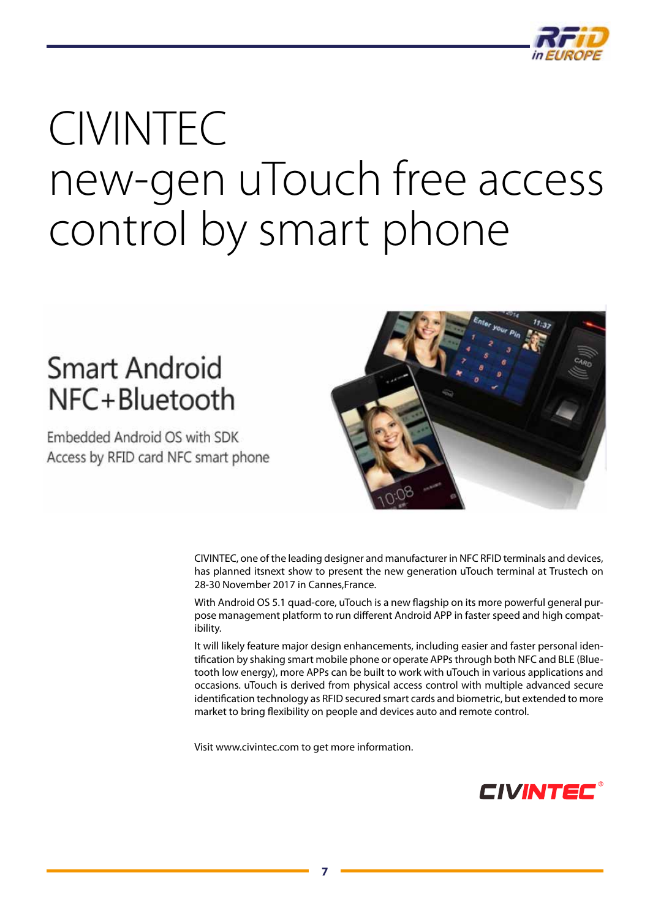# CIVINTEC new-gen uTouch free access control by smart phone

## Smart Android NFC+Bluetooth

Embedded Android OS with SDK
Access by RFID card NFC smart phone

CIVINTEC, one of the leading designer and manufacturer in NFC RFID terminals and devices, has planned itsnext show to present the new generation uTouch terminal at Trustech on 28-30 November 2017 in Cannes,France.

With Android OS 5.1 quad-core, uTouch is a new flagship on its more powerful general purpose management platform to run different Android APP in faster speed and high compatibility.

It will likely feature major design enhancements, including easier and faster personal identification by shaking smart mobile phone or operate APPs through both NFC and BLE (Bluetooth low energy), more APPs can be built to work with uTouch in various applications and occasions. uTouch is derived from physical access control with multiple advanced secure identification technology as RFID secured smart cards and biometric, but extended to more market to bring flexibility on people and devices auto and remote control.

Visit www.civintec.com to get more information.

CIVINTEC®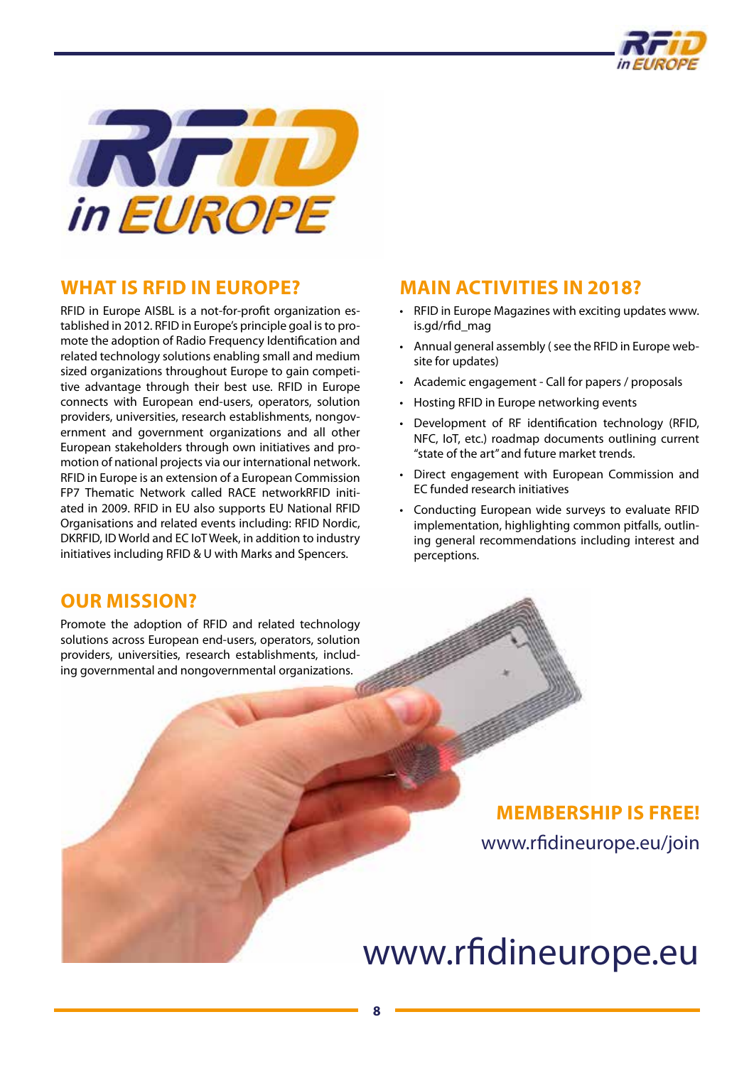## WHAT IS RFID IN EUROPE?

RFID in Europe AISBL is a not-for-profit organization established in 2012. RFID in Europe's principle goal is to promote the adoption of Radio Frequency Identification and related technology solutions enabling small and medium sized organizations throughout Europe to gain competitive advantage through their best use. RFID in Europe connects with European end-users, operators, solution providers, universities, research establishments, nongovernment and government organizations and all other European stakeholders through own initiatives and promotion of national projects via our international network. RFID in Europe is an extension of a European Commission FP7 Thematic Network called RACE networkRFID initiated in 2009. RFID in EU also supports EU National RFID Organisations and related events including: RFID Nordic, DKRFID, ID World and EC IoT Week, in addition to industry initiatives including RFID & U with Marks and Spencers.

## OUR MISSION?

Promote the adoption of RFID and related technology solutions across European end-users, operators, solution providers, universities, research establishments, including governmental and nongovernmental organizations.

## MAIN ACTIVITIES IN 2018?

- RFID in Europe Magazines with exciting updates www.is.gd/rfid_mag
- Annual general assembly ( see the RFID in Europe website for updates)
- Academic engagement - Call for papers / proposals
- Hosting RFID in Europe networking events
- Development of RF identification technology (RFID, NFC, IoT, etc.) roadmap documents outlining current "state of the art" and future market trends.
- Direct engagement with European Commission and EC funded research initiatives
- Conducting European wide surveys to evaluate RFID implementation, highlighting common pitfalls, outlining general recommendations including interest and perceptions.

**MEMBERSHIP IS FREE!**

www.rfidineurope.eu/join

www.rfidineurope.eu